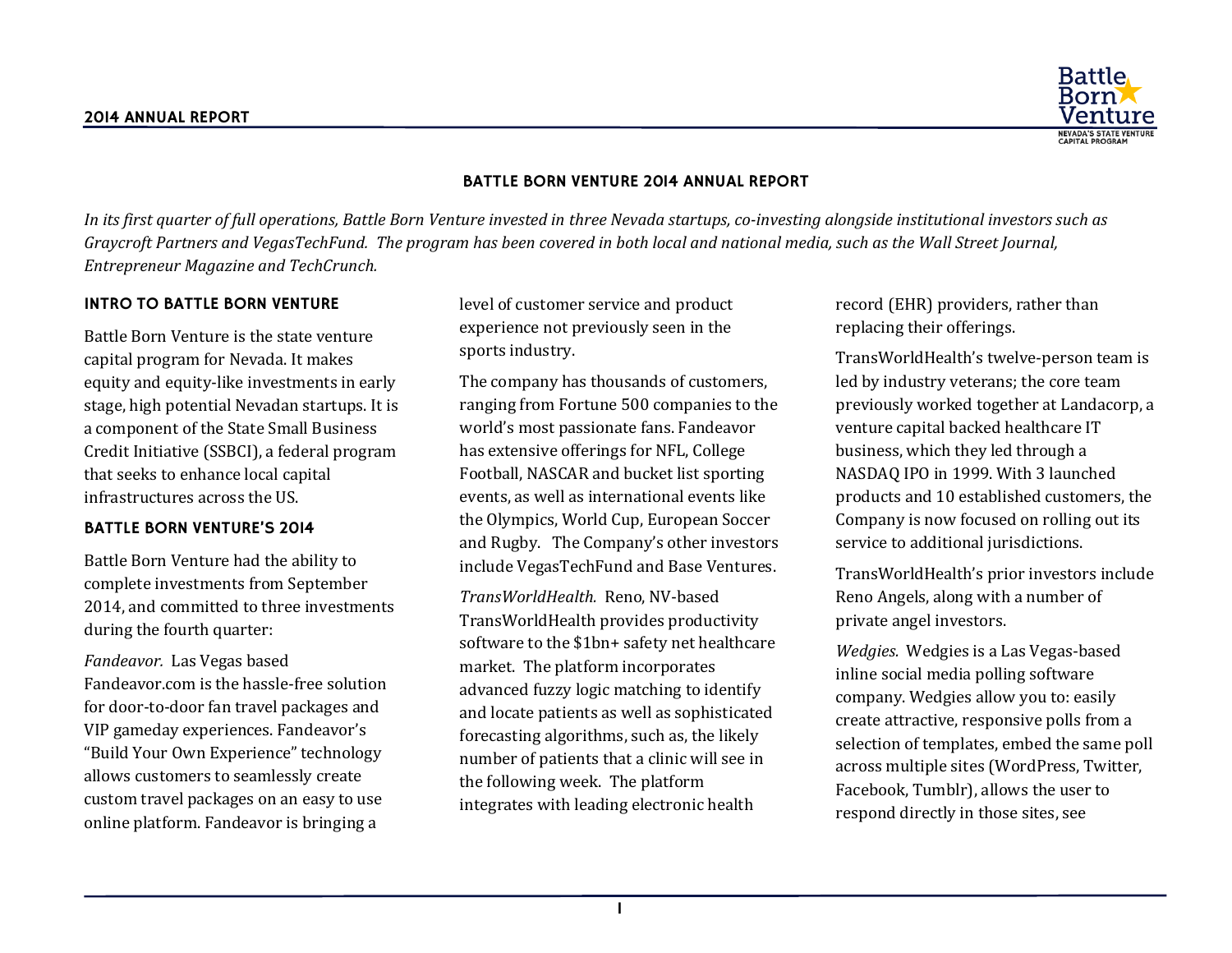# BATTLE BORN VENTURE 2014 ANNUAL REPORT

*In its first quarter of full operations, Battle Born Venture invested in three Nevada startups, co-investing alongside institutional investors such as Graycroft Partners and VegasTechFund. The program has been covered in both local and national media, such as the Wall Street Journal, Entrepreneur Magazine and TechCrunch.*

## INTRO TO BATTLE BORN VENTURE

Battle Born Venture is the state venture capital program for Nevada. It makes equity and equity-like investments in early stage, high potential Nevadan startups. It is a component of the State Small Business Credit Initiative (SSBCI), a federal program that seeks to enhance local capital infrastructures across the US.

## BATTLE BORN VENTURE'S 2014

Battle Born Venture had the ability to complete investments from September 2014, and committed to three investments during the fourth quarter:

*Fandeavor.* Las Vegas based Fandeavor.com is the hassle-free solution for door-to-door fan travel packages and VIP gameday experiences. Fandeavor's "Build Your Own Experience" technology allows customers to seamlessly create custom travel packages on an easy to use online platform. Fandeavor is bringing a level of customer service and product experience not previously seen in the sports industry.

The company has thousands of customers, ranging from Fortune 500 companies to the world's most passionate fans. Fandeavor has extensive offerings for NFL, College Football, NASCAR and bucket list sporting events, as well as international events like the Olympics, World Cup, European Soccer and Rugby. The Company's other investors include VegasTechFund and Base Ventures.

*TransWorldHealth.* Reno, NV-based TransWorldHealth provides productivity software to the $1bn+ safety net healthcare market. The platform incorporates advanced fuzzy logic matching to identify and locate patients as well as sophisticated forecasting algorithms, such as, the likely number of patients that a clinic will see in the following week. The platform integrates with leading electronic health record (EHR) providers, rather than replacing their offerings.

TransWorldHealth's twelve-person team is led by industry veterans; the core team previously worked together at Landacorp, a venture capital backed healthcare IT business, which they led through a NASDAQ IPO in 1999. With 3 launched products and 10 established customers, the Company is now focused on rolling out its service to additional jurisdictions.

TransWorldHealth's prior investors include Reno Angels, along with a number of private angel investors.

*Wedgies.* Wedgies is a Las Vegas-based inline social media polling software company. Wedgies allow you to: easily create attractive, responsive polls from a selection of templates, embed the same poll across multiple sites (WordPress, Twitter, Facebook, Tumblr), allows the user to respond directly in those sites, see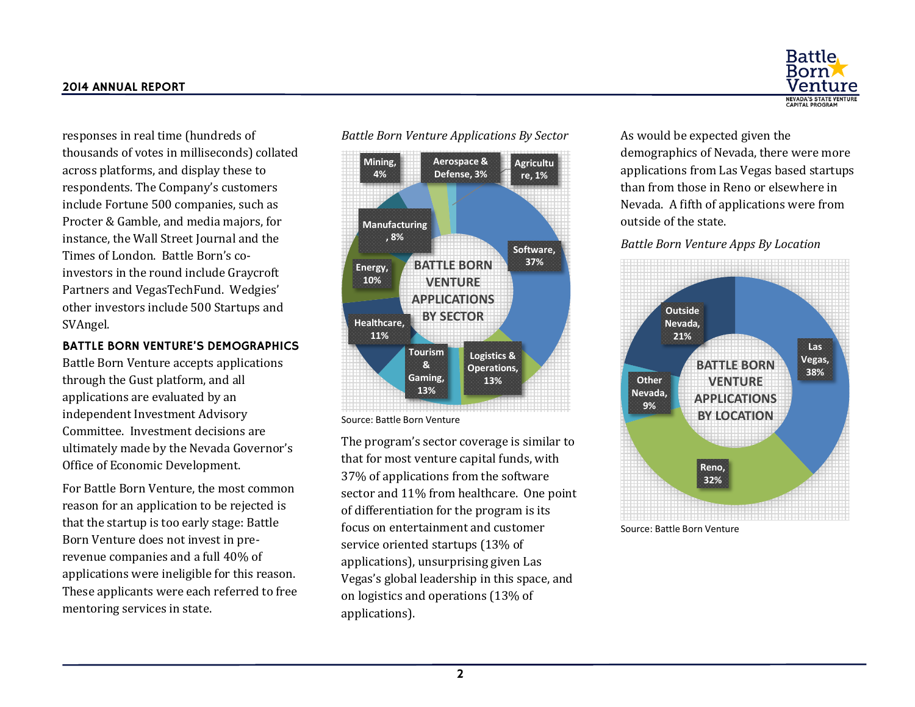responses in real time (hundreds of thousands of votes in milliseconds) collated across platforms, and display these to respondents. The Company's customers include Fortune 500 companies, such as Procter & Gamble, and media majors, for instance, the Wall Street Journal and the Times of London. Battle Born's co-investors in the round include Graycroft Partners and VegasTechFund. Wedgies' other investors include 500 Startups and SVAngel.

## BATTLE BORN VENTURE'S DEMOGRAPHICS

Battle Born Venture accepts applications through the Gust platform, and all applications are evaluated by an independent Investment Advisory Committee. Investment decisions are ultimately made by the Nevada Governor's Office of Economic Development.

For Battle Born Venture, the most common reason for an application to be rejected is that the startup is too early stage: Battle Born Venture does not invest in pre-revenue companies and a full 40% of applications were ineligible for this reason. These applicants were each referred to free mentoring services in state.

*Battle Born Venture Applications By Sector*

BATTLE BORN VENTURE APPLICATIONS BY SECTOR

| Sector | Share |
|---|---|
| Software | 37% |
| Logistics & Operations | 13% |
| Tourism & Gaming | 13% |
| Healthcare | 11% |
| Energy | 10% |
| Manufacturing | 8% |
| Mining | 4% |
| Aerospace & Defense | 3% |
| Agriculture | 1% |

Source: Battle Born Venture

The program's sector coverage is similar to that for most venture capital funds, with 37% of applications from the software sector and 11% from healthcare. One point of differentiation for the program is its focus on entertainment and customer service oriented startups (13% of applications), unsurprising given Las Vegas's global leadership in this space, and on logistics and operations (13% of applications).

As would be expected given the demographics of Nevada, there were more applications from Las Vegas based startups than from those in Reno or elsewhere in Nevada. A fifth of applications were from outside of the state.

*Battle Born Venture Apps By Location*

BATTLE BORN VENTURE APPLICATIONS BY LOCATION

| Location | Share |
|---|---|
| Las Vegas | 38% |
| Reno | 32% |
| Other Nevada | 9% |
| Outside Nevada | 21% |

Source: Battle Born Venture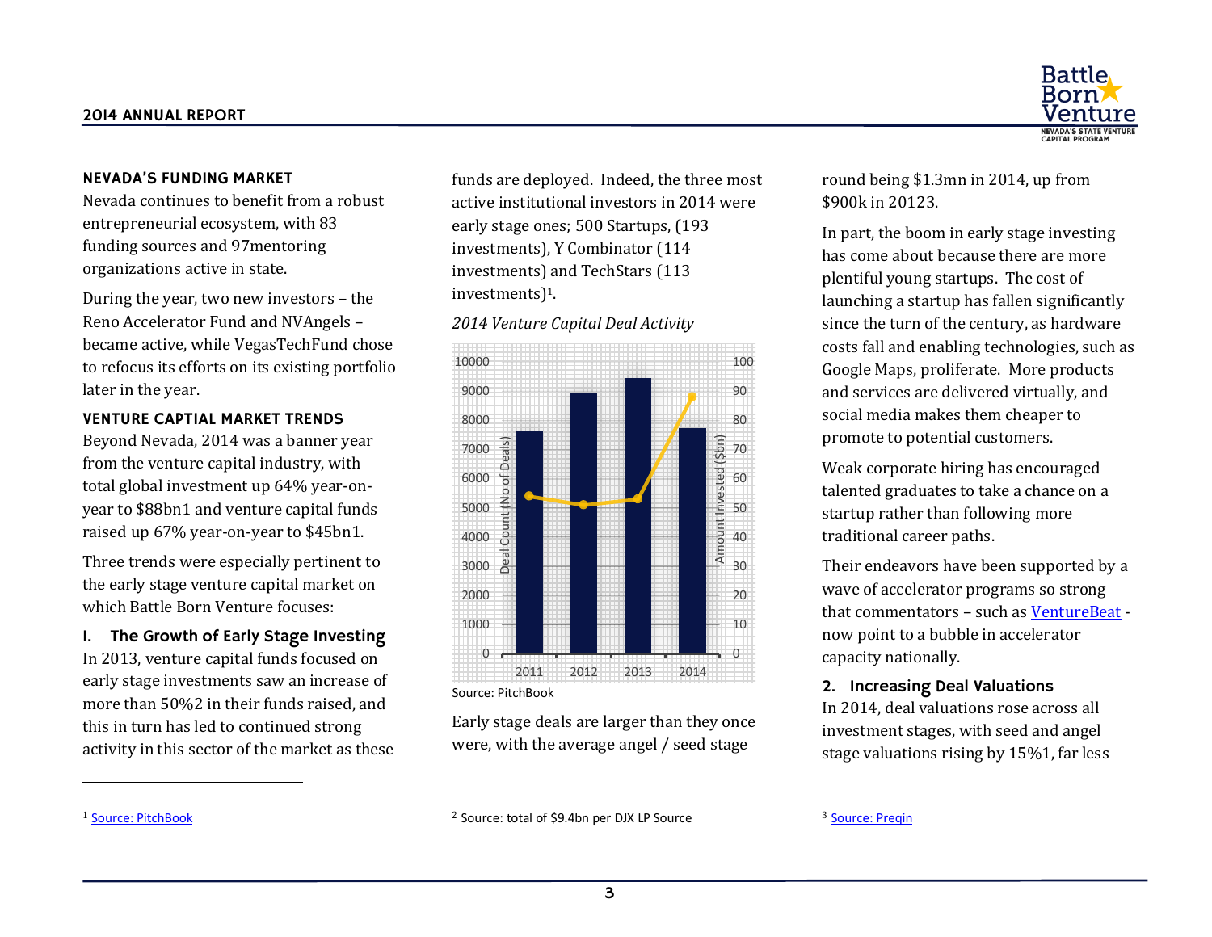## NEVADA'S FUNDING MARKET

Nevada continues to benefit from a robust entrepreneurial ecosystem, with 83 funding sources and 97mentoring organizations active in state.

During the year, two new investors – the Reno Accelerator Fund and NVAngels – became active, while VegasTechFund chose to refocus its efforts on its existing portfolio later in the year.

## VENTURE CAPTIAL MARKET TRENDS

Beyond Nevada, 2014 was a banner year from the venture capital industry, with total global investment up 64% year-on-year to $88bn1 and venture capital funds raised up 67% year-on-year to $45bn1.

Three trends were especially pertinent to the early stage venture capital market on which Battle Born Venture focuses:

### I. The Growth of Early Stage Investing

In 2013, venture capital funds focused on early stage investments saw an increase of more than 50%2 in their funds raised, and this in turn has led to continued strong activity in this sector of the market as these funds are deployed. Indeed, the three most active institutional investors in 2014 were early stage ones; 500 Startups, (193 investments), Y Combinator (114 investments) and TechStars (113 investments)[1].

*2014 Venture Capital Deal Activity*

| Year | Deal Count (No of Deals) | Amount Invested ($bn) |
|---|---|---|
| 2011 | ~7600 | ~54 |
| 2012 | ~8900 | ~51 |
| 2013 | ~9400 | ~53 |
| 2014 | ~7700 | ~88 |

Source: PitchBook

Early stage deals are larger than they once were, with the average angel / seed stage round being $1.3mn in 2014, up from $900k in 20123.

In part, the boom in early stage investing has come about because there are more plentiful young startups. The cost of launching a startup has fallen significantly since the turn of the century, as hardware costs fall and enabling technologies, such as Google Maps, proliferate. More products and services are delivered virtually, and social media makes them cheaper to promote to potential customers.

Weak corporate hiring has encouraged talented graduates to take a chance on a startup rather than following more traditional career paths.

Their endeavors have been supported by a wave of accelerator programs so strong that commentators – such as VentureBeat - now point to a bubble in accelerator capacity nationally.

### 2. Increasing Deal Valuations

In 2014, deal valuations rose across all investment stages, with seed and angel stage valuations rising by 15%1, far less

---

[1] Source: PitchBook

[2] Source: total of $9.4bn per DJX LP Source

[3] Source: Preqin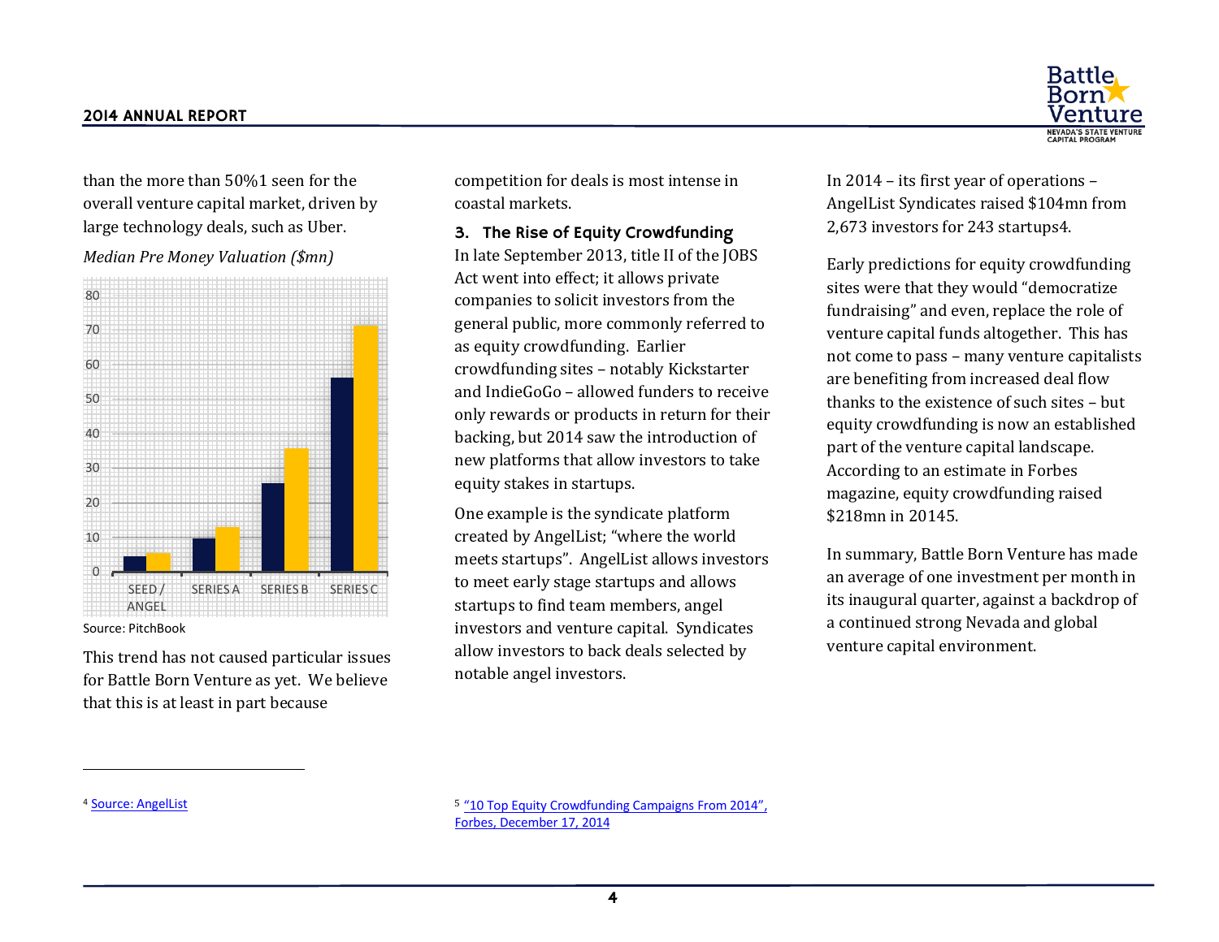than the more than 50%1 seen for the overall venture capital market, driven by large technology deals, such as Uber.

*Median Pre Money Valuation ($mn)*

80
70
60
50
40
30
20
10
0

SEED / ANGEL
SERIES A
SERIES B
SERIES C

Source: PitchBook

This trend has not caused particular issues for Battle Born Venture as yet. We believe that this is at least in part because competition for deals is most intense in coastal markets.

### 3. The Rise of Equity Crowdfunding

In late September 2013, title II of the JOBS Act went into effect; it allows private companies to solicit investors from the general public, more commonly referred to as equity crowdfunding. Earlier crowdfunding sites – notably Kickstarter and IndieGoGo – allowed funders to receive only rewards or products in return for their backing, but 2014 saw the introduction of new platforms that allow investors to take equity stakes in startups.

One example is the syndicate platform created by AngelList; "where the world meets startups". AngelList allows investors to meet early stage startups and allows startups to find team members, angel investors and venture capital. Syndicates allow investors to back deals selected by notable angel investors.

In 2014 – its first year of operations – AngelList Syndicates raised $104mn from 2,673 investors for 243 startups[4].

Early predictions for equity crowdfunding sites were that they would "democratize fundraising" and even, replace the role of venture capital funds altogether. This has not come to pass – many venture capitalists are benefiting from increased deal flow thanks to the existence of such sites – but equity crowdfunding is now an established part of the venture capital landscape. According to an estimate in Forbes magazine, equity crowdfunding raised $218mn in 2014[5].

In summary, Battle Born Venture has made an average of one investment per month in its inaugural quarter, against a backdrop of a continued strong Nevada and global venture capital environment.

---

[4] Source: AngelList

[5] "10 Top Equity Crowdfunding Campaigns From 2014", Forbes, December 17, 2014